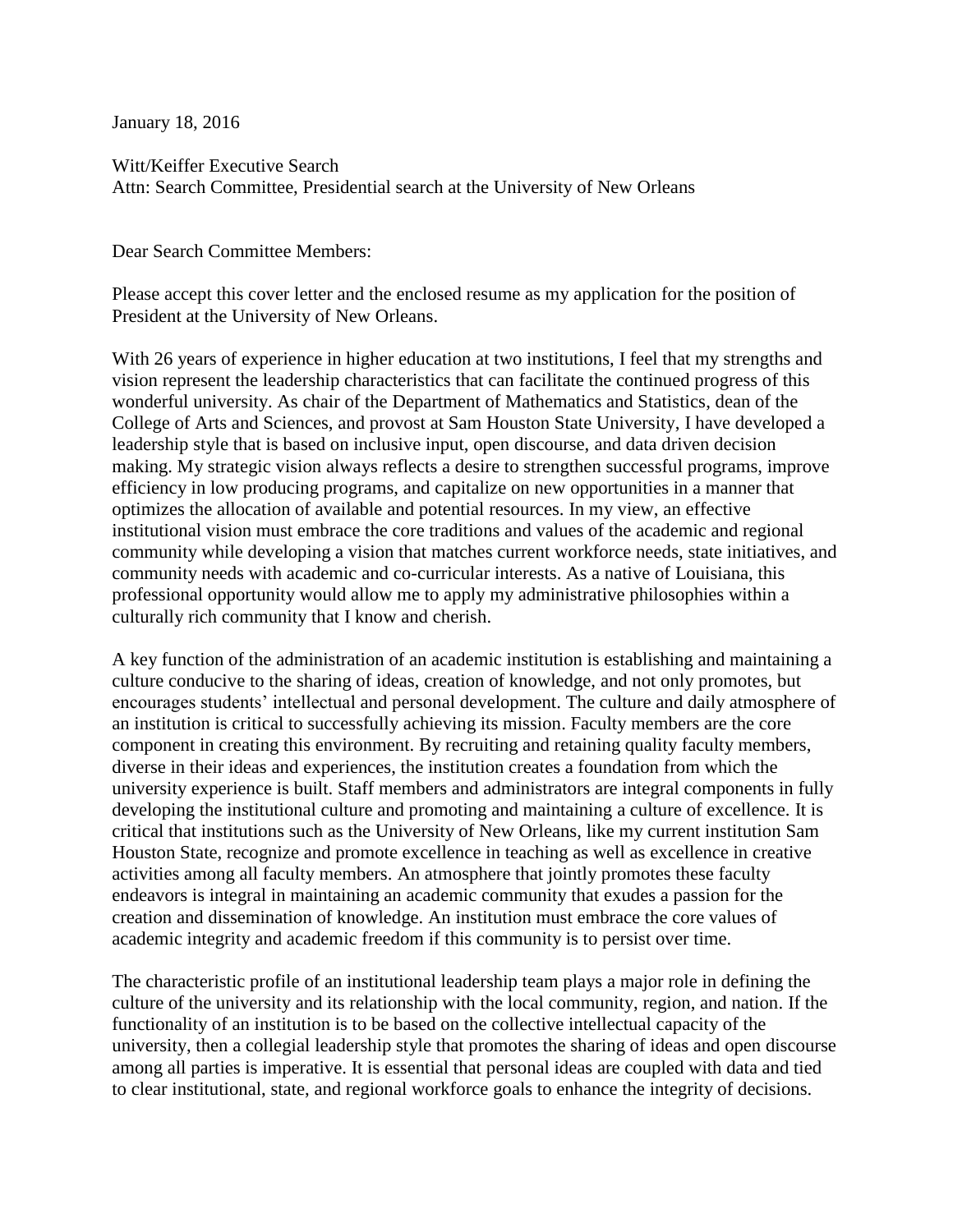January 18, 2016

Witt/Keiffer Executive Search
Attn: Search Committee, Presidential search at the University of New Orleans

Dear Search Committee Members:

Please accept this cover letter and the enclosed resume as my application for the position of President at the University of New Orleans.

With 26 years of experience in higher education at two institutions, I feel that my strengths and vision represent the leadership characteristics that can facilitate the continued progress of this wonderful university. As chair of the Department of Mathematics and Statistics, dean of the College of Arts and Sciences, and provost at Sam Houston State University, I have developed a leadership style that is based on inclusive input, open discourse, and data driven decision making. My strategic vision always reflects a desire to strengthen successful programs, improve efficiency in low producing programs, and capitalize on new opportunities in a manner that optimizes the allocation of available and potential resources. In my view, an effective institutional vision must embrace the core traditions and values of the academic and regional community while developing a vision that matches current workforce needs, state initiatives, and community needs with academic and co-curricular interests. As a native of Louisiana, this professional opportunity would allow me to apply my administrative philosophies within a culturally rich community that I know and cherish.

A key function of the administration of an academic institution is establishing and maintaining a culture conducive to the sharing of ideas, creation of knowledge, and not only promotes, but encourages students' intellectual and personal development. The culture and daily atmosphere of an institution is critical to successfully achieving its mission. Faculty members are the core component in creating this environment. By recruiting and retaining quality faculty members, diverse in their ideas and experiences, the institution creates a foundation from which the university experience is built. Staff members and administrators are integral components in fully developing the institutional culture and promoting and maintaining a culture of excellence. It is critical that institutions such as the University of New Orleans, like my current institution Sam Houston State, recognize and promote excellence in teaching as well as excellence in creative activities among all faculty members. An atmosphere that jointly promotes these faculty endeavors is integral in maintaining an academic community that exudes a passion for the creation and dissemination of knowledge. An institution must embrace the core values of academic integrity and academic freedom if this community is to persist over time.

The characteristic profile of an institutional leadership team plays a major role in defining the culture of the university and its relationship with the local community, region, and nation. If the functionality of an institution is to be based on the collective intellectual capacity of the university, then a collegial leadership style that promotes the sharing of ideas and open discourse among all parties is imperative. It is essential that personal ideas are coupled with data and tied to clear institutional, state, and regional workforce goals to enhance the integrity of decisions.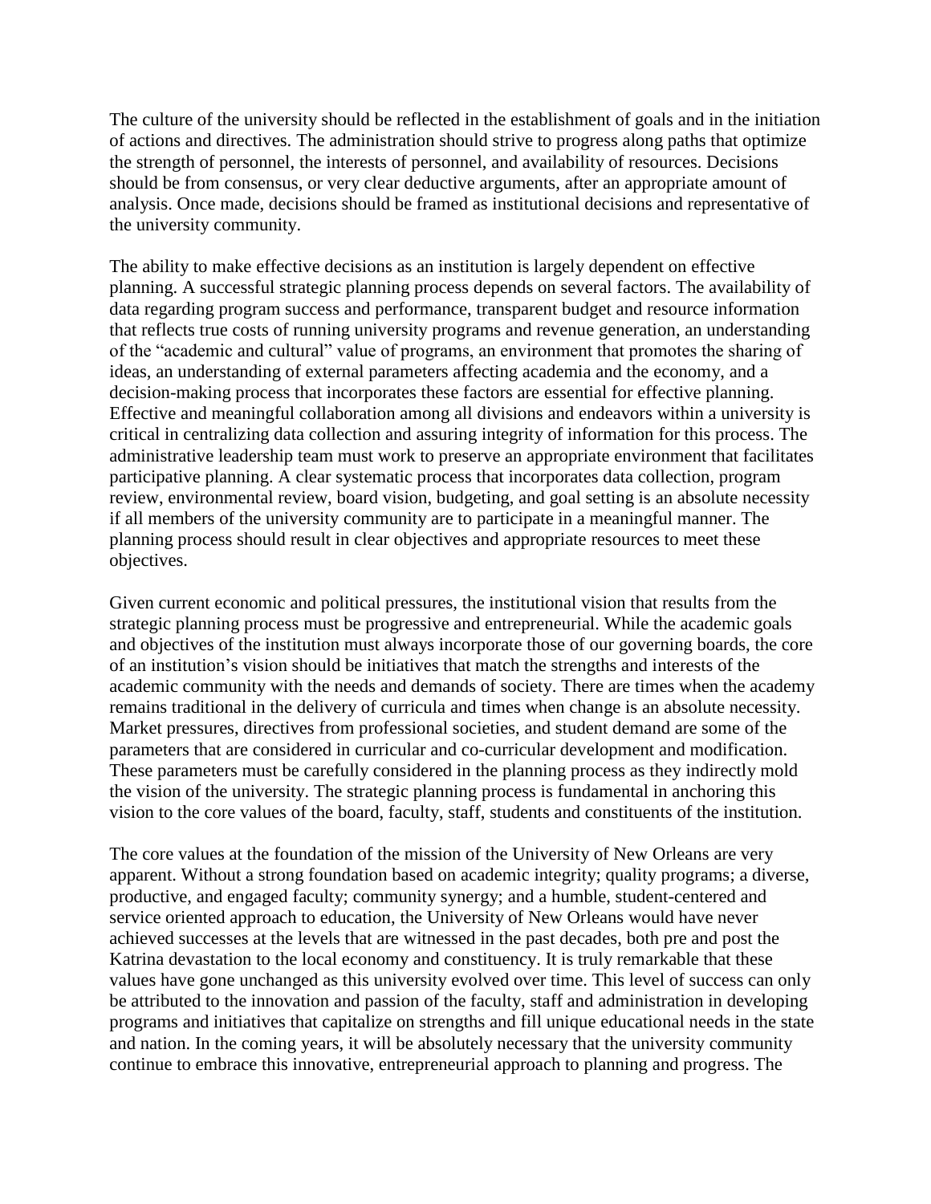The culture of the university should be reflected in the establishment of goals and in the initiation of actions and directives. The administration should strive to progress along paths that optimize the strength of personnel, the interests of personnel, and availability of resources. Decisions should be from consensus, or very clear deductive arguments, after an appropriate amount of analysis. Once made, decisions should be framed as institutional decisions and representative of the university community.

The ability to make effective decisions as an institution is largely dependent on effective planning. A successful strategic planning process depends on several factors. The availability of data regarding program success and performance, transparent budget and resource information that reflects true costs of running university programs and revenue generation, an understanding of the "academic and cultural" value of programs, an environment that promotes the sharing of ideas, an understanding of external parameters affecting academia and the economy, and a decision-making process that incorporates these factors are essential for effective planning. Effective and meaningful collaboration among all divisions and endeavors within a university is critical in centralizing data collection and assuring integrity of information for this process. The administrative leadership team must work to preserve an appropriate environment that facilitates participative planning. A clear systematic process that incorporates data collection, program review, environmental review, board vision, budgeting, and goal setting is an absolute necessity if all members of the university community are to participate in a meaningful manner. The planning process should result in clear objectives and appropriate resources to meet these objectives.

Given current economic and political pressures, the institutional vision that results from the strategic planning process must be progressive and entrepreneurial. While the academic goals and objectives of the institution must always incorporate those of our governing boards, the core of an institution's vision should be initiatives that match the strengths and interests of the academic community with the needs and demands of society. There are times when the academy remains traditional in the delivery of curricula and times when change is an absolute necessity. Market pressures, directives from professional societies, and student demand are some of the parameters that are considered in curricular and co-curricular development and modification. These parameters must be carefully considered in the planning process as they indirectly mold the vision of the university. The strategic planning process is fundamental in anchoring this vision to the core values of the board, faculty, staff, students and constituents of the institution.

The core values at the foundation of the mission of the University of New Orleans are very apparent. Without a strong foundation based on academic integrity; quality programs; a diverse, productive, and engaged faculty; community synergy; and a humble, student-centered and service oriented approach to education, the University of New Orleans would have never achieved successes at the levels that are witnessed in the past decades, both pre and post the Katrina devastation to the local economy and constituency. It is truly remarkable that these values have gone unchanged as this university evolved over time. This level of success can only be attributed to the innovation and passion of the faculty, staff and administration in developing programs and initiatives that capitalize on strengths and fill unique educational needs in the state and nation. In the coming years, it will be absolutely necessary that the university community continue to embrace this innovative, entrepreneurial approach to planning and progress. The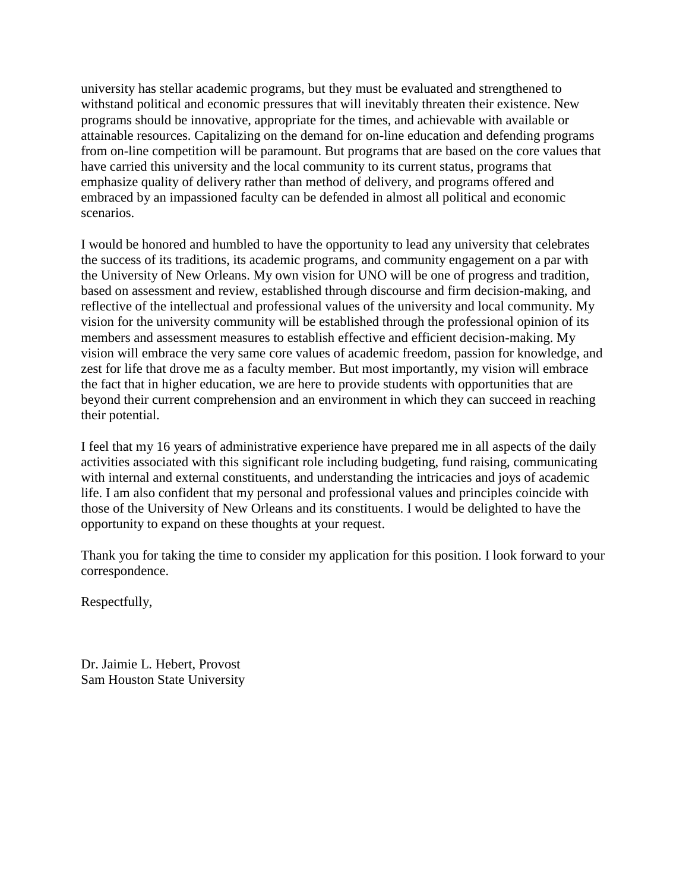university has stellar academic programs, but they must be evaluated and strengthened to withstand political and economic pressures that will inevitably threaten their existence. New programs should be innovative, appropriate for the times, and achievable with available or attainable resources. Capitalizing on the demand for on-line education and defending programs from on-line competition will be paramount. But programs that are based on the core values that have carried this university and the local community to its current status, programs that emphasize quality of delivery rather than method of delivery, and programs offered and embraced by an impassioned faculty can be defended in almost all political and economic scenarios.

I would be honored and humbled to have the opportunity to lead any university that celebrates the success of its traditions, its academic programs, and community engagement on a par with the University of New Orleans. My own vision for UNO will be one of progress and tradition, based on assessment and review, established through discourse and firm decision-making, and reflective of the intellectual and professional values of the university and local community. My vision for the university community will be established through the professional opinion of its members and assessment measures to establish effective and efficient decision-making. My vision will embrace the very same core values of academic freedom, passion for knowledge, and zest for life that drove me as a faculty member. But most importantly, my vision will embrace the fact that in higher education, we are here to provide students with opportunities that are beyond their current comprehension and an environment in which they can succeed in reaching their potential.

I feel that my 16 years of administrative experience have prepared me in all aspects of the daily activities associated with this significant role including budgeting, fund raising, communicating with internal and external constituents, and understanding the intricacies and joys of academic life. I am also confident that my personal and professional values and principles coincide with those of the University of New Orleans and its constituents. I would be delighted to have the opportunity to expand on these thoughts at your request.

Thank you for taking the time to consider my application for this position. I look forward to your correspondence.

Respectfully,

Dr. Jaimie L. Hebert, Provost
Sam Houston State University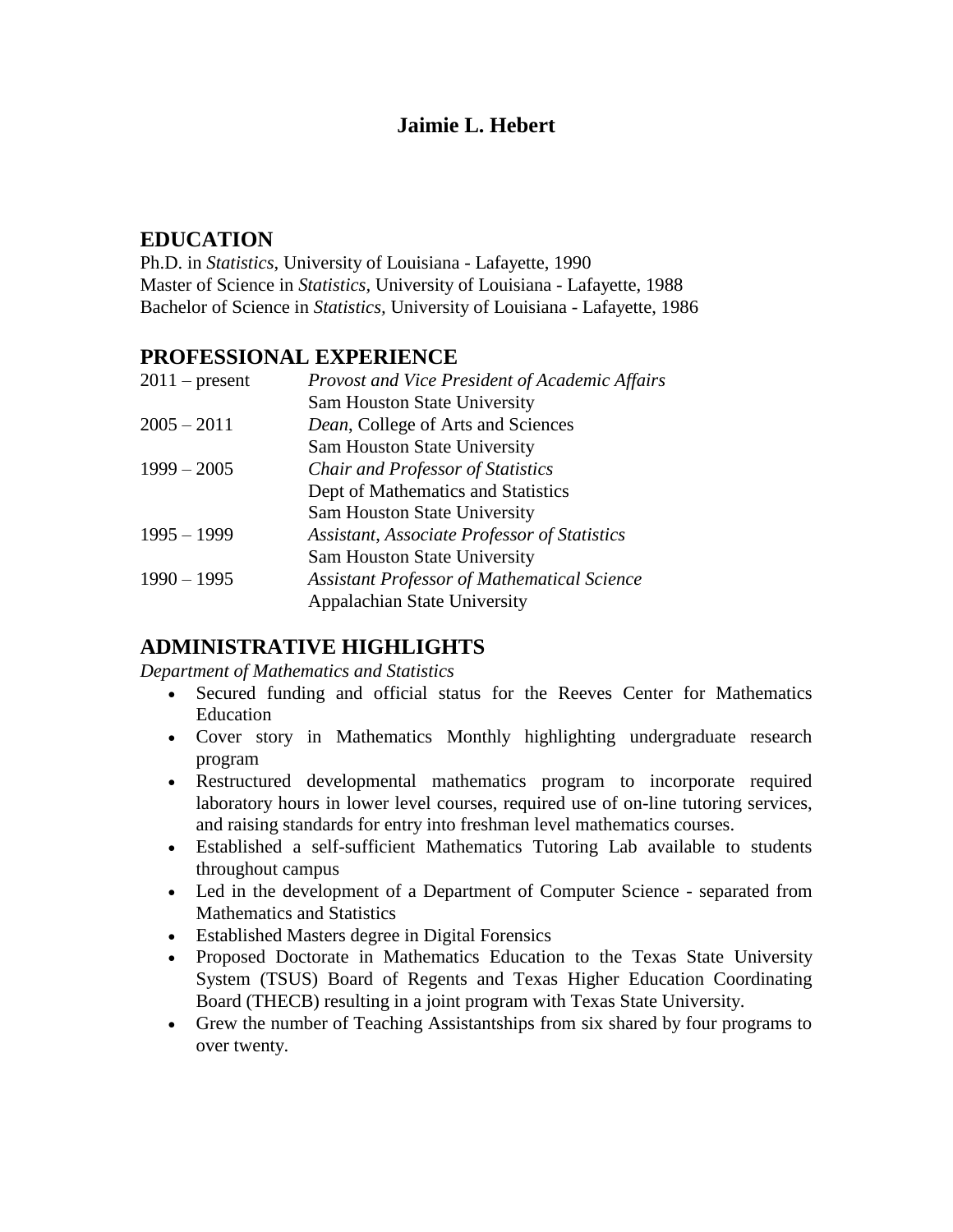# Jaimie L. Hebert

## EDUCATION

Ph.D. in *Statistics,* University of Louisiana - Lafayette, 1990
Master of Science in *Statistics,* University of Louisiana - Lafayette, 1988
Bachelor of Science in *Statistics,* University of Louisiana - Lafayette, 1986

## PROFESSIONAL EXPERIENCE

| | |
|---|---|
| 2011 – present | *Provost and Vice President of Academic Affairs*<br>Sam Houston State University |
| 2005 – 2011 | *Dean*, College of Arts and Sciences<br>Sam Houston State University |
| 1999 – 2005 | *Chair and Professor of Statistics*<br>Dept of Mathematics and Statistics<br>Sam Houston State University |
| 1995 – 1999 | *Assistant, Associate Professor of Statistics*<br>Sam Houston State University |
| 1990 – 1995 | *Assistant Professor of Mathematical Science*<br>Appalachian State University |

## ADMINISTRATIVE HIGHLIGHTS

*Department of Mathematics and Statistics*

- Secured funding and official status for the Reeves Center for Mathematics Education
- Cover story in Mathematics Monthly highlighting undergraduate research program
- Restructured developmental mathematics program to incorporate required laboratory hours in lower level courses, required use of on-line tutoring services, and raising standards for entry into freshman level mathematics courses.
- Established a self-sufficient Mathematics Tutoring Lab available to students throughout campus
- Led in the development of a Department of Computer Science - separated from Mathematics and Statistics
- Established Masters degree in Digital Forensics
- Proposed Doctorate in Mathematics Education to the Texas State University System (TSUS) Board of Regents and Texas Higher Education Coordinating Board (THECB) resulting in a joint program with Texas State University.
- Grew the number of Teaching Assistantships from six shared by four programs to over twenty.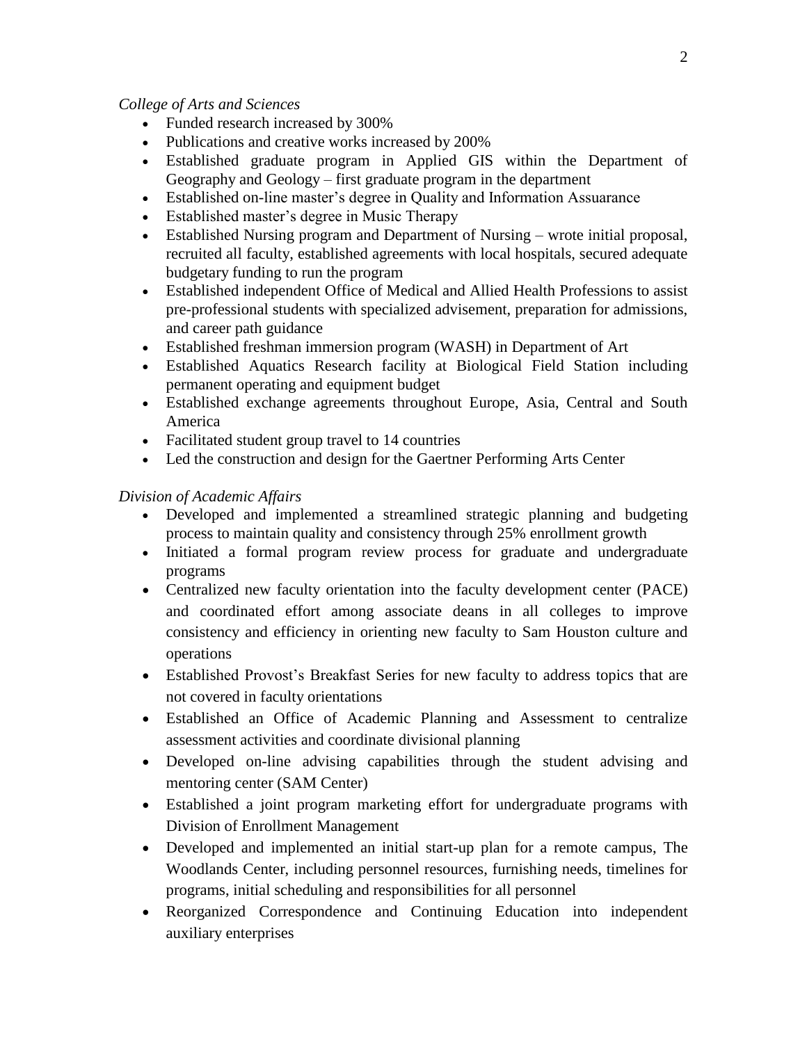*College of Arts and Sciences*

- Funded research increased by 300%
- Publications and creative works increased by 200%
- Established graduate program in Applied GIS within the Department of Geography and Geology – first graduate program in the department
- Established on-line master's degree in Quality and Information Assuarance
- Established master's degree in Music Therapy
- Established Nursing program and Department of Nursing – wrote initial proposal, recruited all faculty, established agreements with local hospitals, secured adequate budgetary funding to run the program
- Established independent Office of Medical and Allied Health Professions to assist pre-professional students with specialized advisement, preparation for admissions, and career path guidance
- Established freshman immersion program (WASH) in Department of Art
- Established Aquatics Research facility at Biological Field Station including permanent operating and equipment budget
- Established exchange agreements throughout Europe, Asia, Central and South America
- Facilitated student group travel to 14 countries
- Led the construction and design for the Gaertner Performing Arts Center

*Division of Academic Affairs*

- Developed and implemented a streamlined strategic planning and budgeting process to maintain quality and consistency through 25% enrollment growth
- Initiated a formal program review process for graduate and undergraduate programs
- Centralized new faculty orientation into the faculty development center (PACE) and coordinated effort among associate deans in all colleges to improve consistency and efficiency in orienting new faculty to Sam Houston culture and operations
- Established Provost's Breakfast Series for new faculty to address topics that are not covered in faculty orientations
- Established an Office of Academic Planning and Assessment to centralize assessment activities and coordinate divisional planning
- Developed on-line advising capabilities through the student advising and mentoring center (SAM Center)
- Established a joint program marketing effort for undergraduate programs with Division of Enrollment Management
- Developed and implemented an initial start-up plan for a remote campus, The Woodlands Center, including personnel resources, furnishing needs, timelines for programs, initial scheduling and responsibilities for all personnel
- Reorganized Correspondence and Continuing Education into independent auxiliary enterprises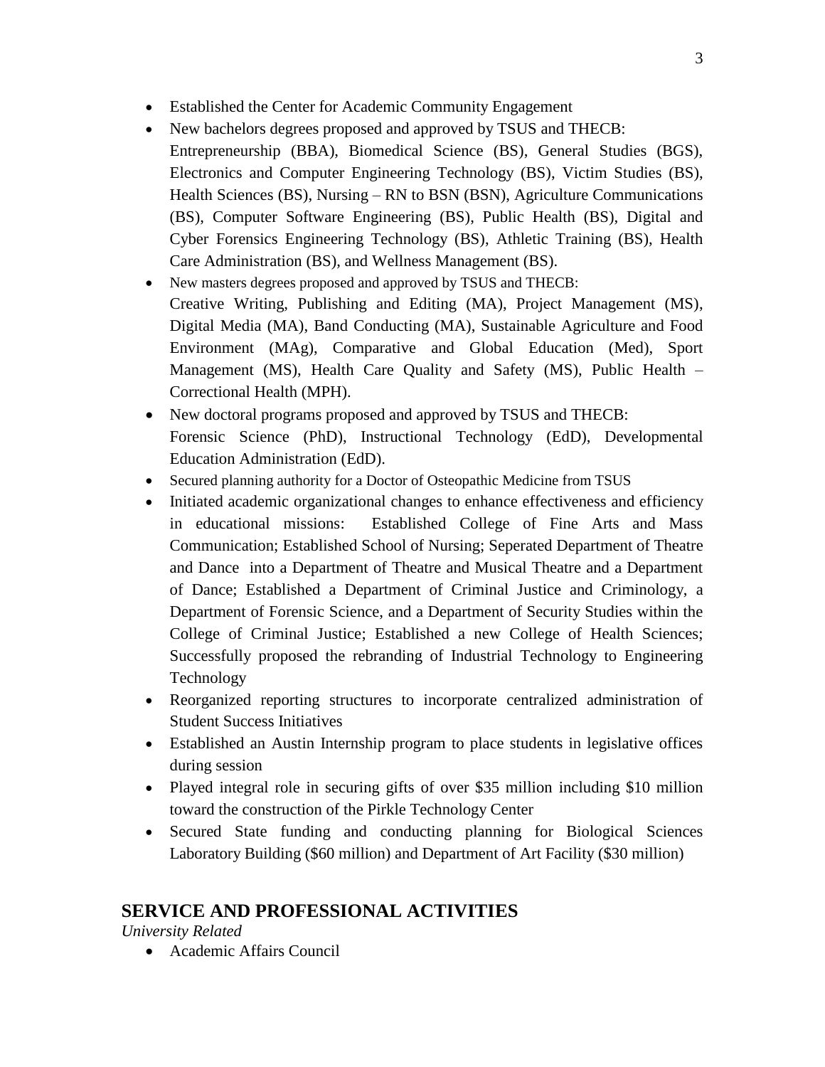- Established the Center for Academic Community Engagement
- New bachelors degrees proposed and approved by TSUS and THECB: Entrepreneurship (BBA), Biomedical Science (BS), General Studies (BGS), Electronics and Computer Engineering Technology (BS), Victim Studies (BS), Health Sciences (BS), Nursing – RN to BSN (BSN), Agriculture Communications (BS), Computer Software Engineering (BS), Public Health (BS), Digital and Cyber Forensics Engineering Technology (BS), Athletic Training (BS), Health Care Administration (BS), and Wellness Management (BS).
- New masters degrees proposed and approved by TSUS and THECB: Creative Writing, Publishing and Editing (MA), Project Management (MS), Digital Media (MA), Band Conducting (MA), Sustainable Agriculture and Food Environment (MAg), Comparative and Global Education (Med), Sport Management (MS), Health Care Quality and Safety (MS), Public Health – Correctional Health (MPH).
- New doctoral programs proposed and approved by TSUS and THECB: Forensic Science (PhD), Instructional Technology (EdD), Developmental Education Administration (EdD).
- Secured planning authority for a Doctor of Osteopathic Medicine from TSUS
- Initiated academic organizational changes to enhance effectiveness and efficiency in educational missions: Established College of Fine Arts and Mass Communication; Established School of Nursing; Seperated Department of Theatre and Dance into a Department of Theatre and Musical Theatre and a Department of Dance; Established a Department of Criminal Justice and Criminology, a Department of Forensic Science, and a Department of Security Studies within the College of Criminal Justice; Established a new College of Health Sciences; Successfully proposed the rebranding of Industrial Technology to Engineering Technology
- Reorganized reporting structures to incorporate centralized administration of Student Success Initiatives
- Established an Austin Internship program to place students in legislative offices during session
- Played integral role in securing gifts of over $35 million including $10 million toward the construction of the Pirkle Technology Center
- Secured State funding and conducting planning for Biological Sciences Laboratory Building ($60 million) and Department of Art Facility ($30 million)

## SERVICE AND PROFESSIONAL ACTIVITIES

*University Related*

- Academic Affairs Council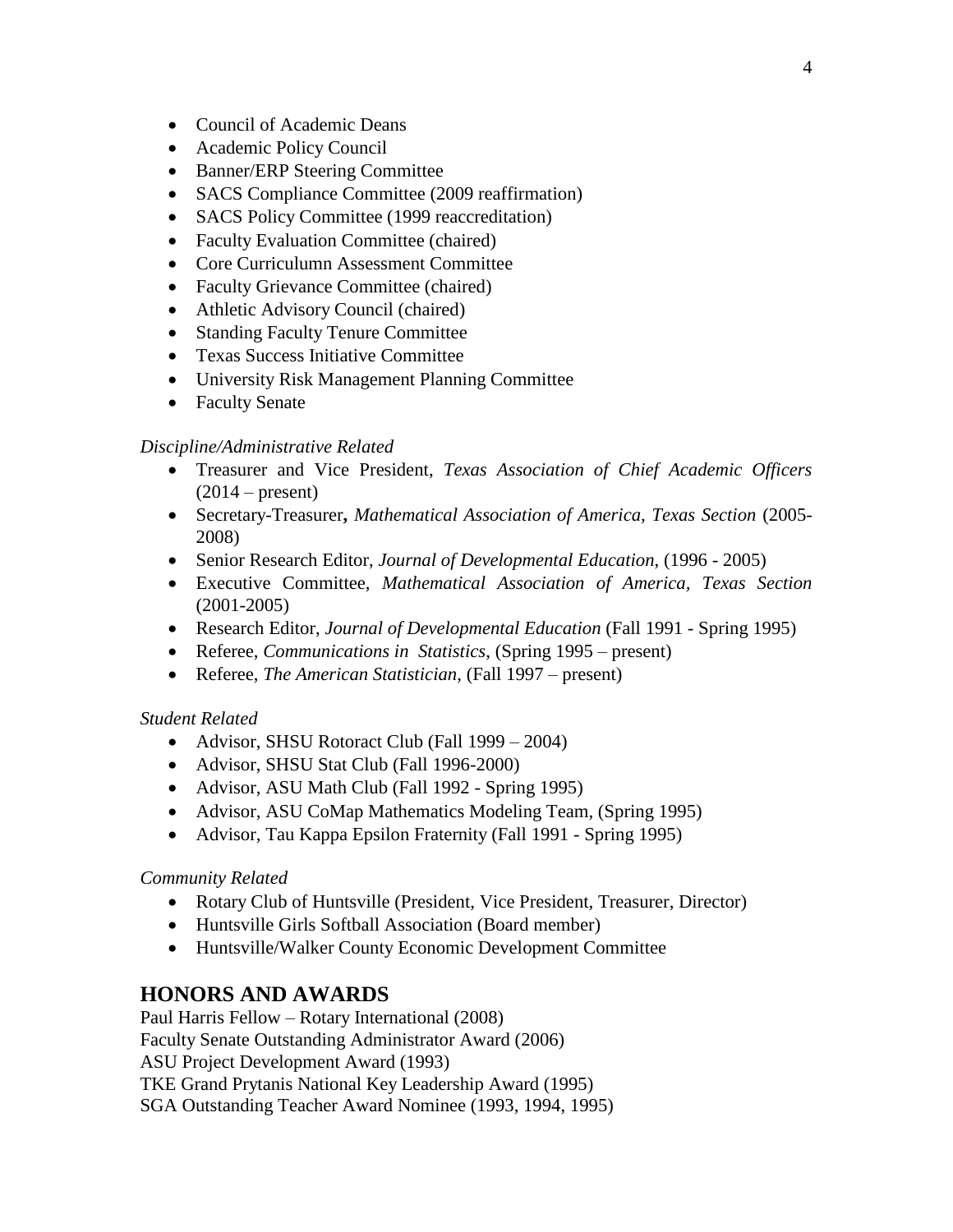- Council of Academic Deans
- Academic Policy Council
- Banner/ERP Steering Committee
- SACS Compliance Committee (2009 reaffirmation)
- SACS Policy Committee (1999 reaccreditation)
- Faculty Evaluation Committee (chaired)
- Core Curriculumn Assessment Committee
- Faculty Grievance Committee (chaired)
- Athletic Advisory Council (chaired)
- Standing Faculty Tenure Committee
- Texas Success Initiative Committee
- University Risk Management Planning Committee
- Faculty Senate

*Discipline/Administrative Related*

- Treasurer and Vice President, *Texas Association of Chief Academic Officers* (2014 – present)
- Secretary-Treasurer**,** *Mathematical Association of America, Texas Section* (2005-2008)
- Senior Research Editor, *Journal of Developmental Education*, (1996 - 2005)
- Executive Committee, *Mathematical Association of America, Texas Section* (2001-2005)
- Research Editor, *Journal of Developmental Education* (Fall 1991 - Spring 1995)
- Referee, *Communications in Statistics*, (Spring 1995 – present)
- Referee, *The American Statistician*, (Fall 1997 – present)

*Student Related*

- Advisor, SHSU Rotoract Club (Fall 1999 – 2004)
- Advisor, SHSU Stat Club (Fall 1996-2000)
- Advisor, ASU Math Club (Fall 1992 - Spring 1995)
- Advisor, ASU CoMap Mathematics Modeling Team, (Spring 1995)
- Advisor, Tau Kappa Epsilon Fraternity (Fall 1991 - Spring 1995)

*Community Related*

- Rotary Club of Huntsville (President, Vice President, Treasurer, Director)
- Huntsville Girls Softball Association (Board member)
- Huntsville/Walker County Economic Development Committee

## HONORS AND AWARDS

Paul Harris Fellow – Rotary International (2008)
Faculty Senate Outstanding Administrator Award (2006)
ASU Project Development Award (1993)
TKE Grand Prytanis National Key Leadership Award (1995)
SGA Outstanding Teacher Award Nominee (1993, 1994, 1995)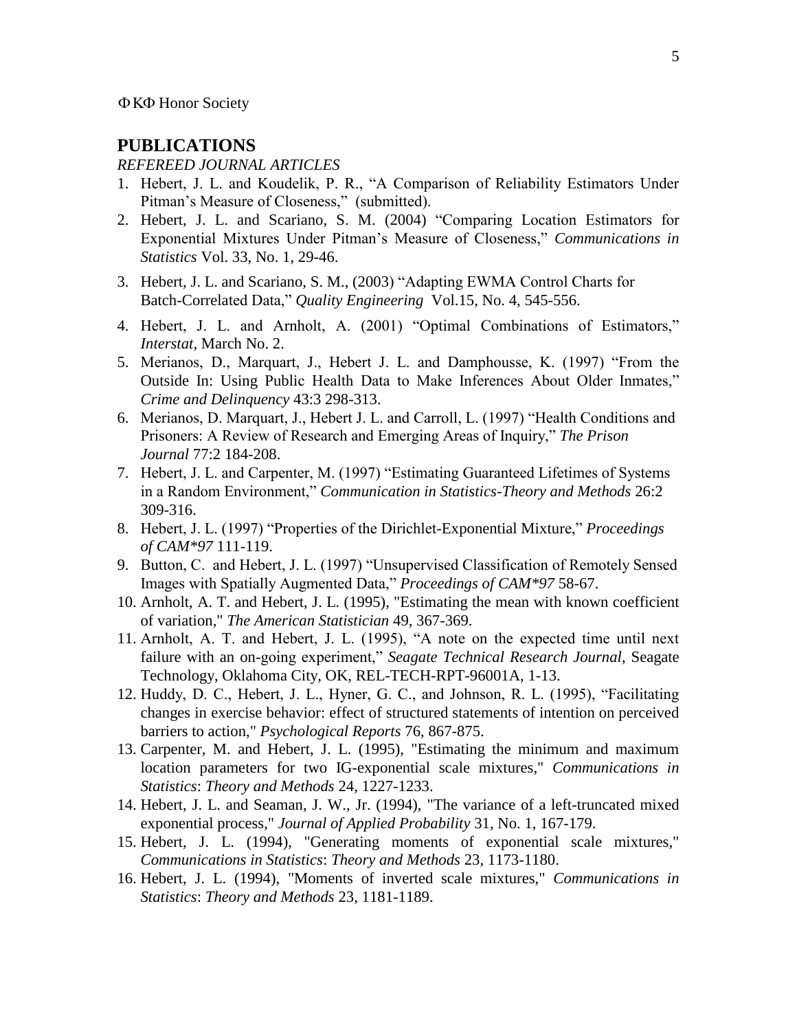ΦΚΦ Honor Society

## PUBLICATIONS

*REFEREED JOURNAL ARTICLES*

1. Hebert, J. L. and Koudelik, P. R., "A Comparison of Reliability Estimators Under Pitman's Measure of Closeness," (submitted).
2. Hebert, J. L. and Scariano, S. M. (2004) "Comparing Location Estimators for Exponential Mixtures Under Pitman's Measure of Closeness," *Communications in Statistics* Vol. 33, No. 1, 29-46.
3. Hebert, J. L. and Scariano, S. M., (2003) "Adapting EWMA Control Charts for Batch-Correlated Data," *Quality Engineering* Vol.15, No. 4, 545-556.
4. Hebert, J. L. and Arnholt, A. (2001) "Optimal Combinations of Estimators," *Interstat*, March No. 2.
5. Merianos, D., Marquart, J., Hebert J. L. and Damphousse, K. (1997) "From the Outside In: Using Public Health Data to Make Inferences About Older Inmates," *Crime and Delinquency* 43:3 298-313.
6. Merianos, D. Marquart, J., Hebert J. L. and Carroll, L. (1997) "Health Conditions and Prisoners: A Review of Research and Emerging Areas of Inquiry," *The Prison Journal* 77:2 184-208.
7. Hebert, J. L. and Carpenter, M. (1997) "Estimating Guaranteed Lifetimes of Systems in a Random Environment," *Communication in Statistics-Theory and Methods* 26:2 309-316.
8. Hebert, J. L. (1997) "Properties of the Dirichlet-Exponential Mixture," *Proceedings of CAM*97* 111-119.
9. Button, C. and Hebert, J. L. (1997) "Unsupervised Classification of Remotely Sensed Images with Spatially Augmented Data," *Proceedings of CAM*97* 58-67.
10. Arnholt, A. T. and Hebert, J. L. (1995), "Estimating the mean with known coefficient of variation," *The American Statistician* 49, 367-369.
11. Arnholt, A. T. and Hebert, J. L. (1995), "A note on the expected time until next failure with an on-going experiment," *Seagate Technical Research Journal*, Seagate Technology, Oklahoma City, OK, REL-TECH-RPT-96001A, 1-13.
12. Huddy, D. C., Hebert, J. L., Hyner, G. C., and Johnson, R. L. (1995), "Facilitating changes in exercise behavior: effect of structured statements of intention on perceived barriers to action," *Psychological Reports* 76, 867-875.
13. Carpenter, M. and Hebert, J. L. (1995), "Estimating the minimum and maximum location parameters for two IG-exponential scale mixtures," *Communications in Statistics*: *Theory and Methods* 24, 1227-1233.
14. Hebert, J. L. and Seaman, J. W., Jr. (1994), "The variance of a left-truncated mixed exponential process," *Journal of Applied Probability* 31, No. 1, 167-179.
15. Hebert, J. L. (1994), "Generating moments of exponential scale mixtures," *Communications in Statistics*: *Theory and Methods* 23, 1173-1180.
16. Hebert, J. L. (1994), "Moments of inverted scale mixtures," *Communications in Statistics*: *Theory and Methods* 23, 1181-1189.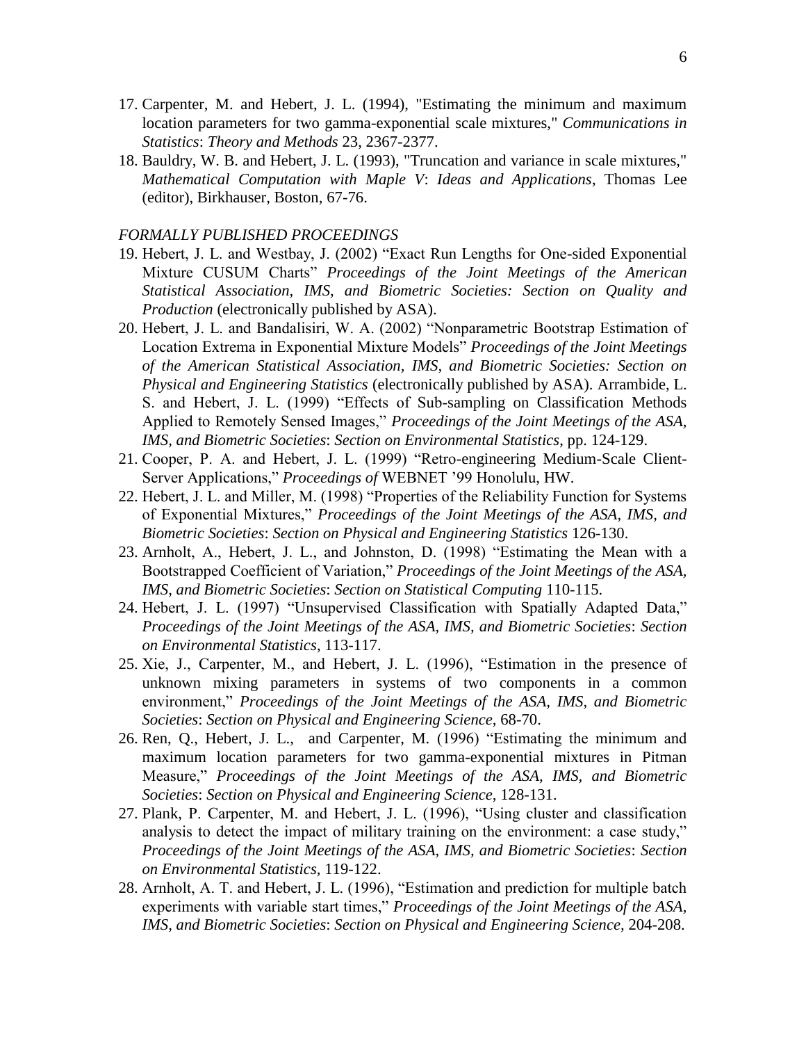17. Carpenter, M. and Hebert, J. L. (1994), "Estimating the minimum and maximum location parameters for two gamma-exponential scale mixtures," *Communications in Statistics*: *Theory and Methods* 23, 2367-2377.
18. Bauldry, W. B. and Hebert, J. L. (1993), "Truncation and variance in scale mixtures," *Mathematical Computation with Maple V*: *Ideas and Applications*, Thomas Lee (editor), Birkhauser, Boston, 67-76.

*FORMALLY PUBLISHED PROCEEDINGS*

19. Hebert, J. L. and Westbay, J. (2002) "Exact Run Lengths for One-sided Exponential Mixture CUSUM Charts" *Proceedings of the Joint Meetings of the American Statistical Association, IMS, and Biometric Societies: Section on Quality and Production* (electronically published by ASA).
20. Hebert, J. L. and Bandalisiri, W. A. (2002) "Nonparametric Bootstrap Estimation of Location Extrema in Exponential Mixture Models" *Proceedings of the Joint Meetings of the American Statistical Association, IMS, and Biometric Societies: Section on Physical and Engineering Statistics* (electronically published by ASA). Arrambide, L. S. and Hebert, J. L. (1999) "Effects of Sub-sampling on Classification Methods Applied to Remotely Sensed Images," *Proceedings of the Joint Meetings of the ASA, IMS, and Biometric Societies*: *Section on Environmental Statistics*, pp. 124-129.
21. Cooper, P. A. and Hebert, J. L. (1999) "Retro-engineering Medium-Scale Client-Server Applications," *Proceedings of* WEBNET '99 Honolulu, HW.
22. Hebert, J. L. and Miller, M. (1998) "Properties of the Reliability Function for Systems of Exponential Mixtures," *Proceedings of the Joint Meetings of the ASA, IMS, and Biometric Societies*: *Section on Physical and Engineering Statistics* 126-130.
23. Arnholt, A., Hebert, J. L., and Johnston, D. (1998) "Estimating the Mean with a Bootstrapped Coefficient of Variation," *Proceedings of the Joint Meetings of the ASA, IMS, and Biometric Societies*: *Section on Statistical Computing* 110-115.
24. Hebert, J. L. (1997) "Unsupervised Classification with Spatially Adapted Data," *Proceedings of the Joint Meetings of the ASA, IMS, and Biometric Societies*: *Section on Environmental Statistics*, 113-117.
25. Xie, J., Carpenter, M., and Hebert, J. L. (1996), "Estimation in the presence of unknown mixing parameters in systems of two components in a common environment," *Proceedings of the Joint Meetings of the ASA, IMS, and Biometric Societies*: *Section on Physical and Engineering Science,* 68-70.
26. Ren, Q., Hebert, J. L., and Carpenter, M. (1996) "Estimating the minimum and maximum location parameters for two gamma-exponential mixtures in Pitman Measure," *Proceedings of the Joint Meetings of the ASA, IMS, and Biometric Societies*: *Section on Physical and Engineering Science,* 128-131.
27. Plank, P. Carpenter, M. and Hebert, J. L. (1996), "Using cluster and classification analysis to detect the impact of military training on the environment: a case study," *Proceedings of the Joint Meetings of the ASA, IMS, and Biometric Societies*: *Section on Environmental Statistics,* 119-122.
28. Arnholt, A. T. and Hebert, J. L. (1996), "Estimation and prediction for multiple batch experiments with variable start times," *Proceedings of the Joint Meetings of the ASA, IMS, and Biometric Societies*: *Section on Physical and Engineering Science*, 204-208.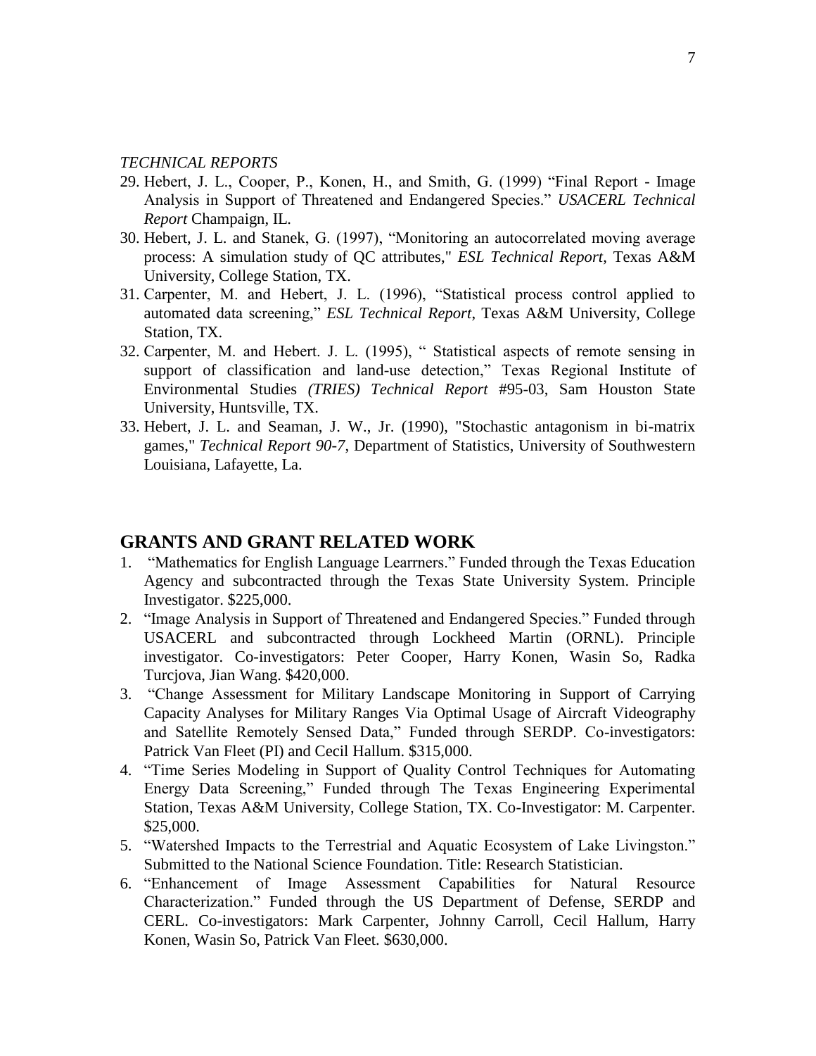*TECHNICAL REPORTS*

29. Hebert, J. L., Cooper, P., Konen, H., and Smith, G. (1999) "Final Report - Image Analysis in Support of Threatened and Endangered Species." *USACERL Technical Report* Champaign, IL.
30. Hebert, J. L. and Stanek, G. (1997), "Monitoring an autocorrelated moving average process: A simulation study of QC attributes," *ESL Technical Report*, Texas A&M University, College Station, TX.
31. Carpenter, M. and Hebert, J. L. (1996), "Statistical process control applied to automated data screening," *ESL Technical Report*, Texas A&M University, College Station, TX.
32. Carpenter, M. and Hebert. J. L. (1995), " Statistical aspects of remote sensing in support of classification and land-use detection," Texas Regional Institute of Environmental Studies *(TRIES) Technical Report* #95-03, Sam Houston State University, Huntsville, TX.
33. Hebert, J. L. and Seaman, J. W., Jr. (1990), "Stochastic antagonism in bi-matrix games," *Technical Report 90-7*, Department of Statistics, University of Southwestern Louisiana, Lafayette, La.

## GRANTS AND GRANT RELATED WORK

1. "Mathematics for English Language Learrners." Funded through the Texas Education Agency and subcontracted through the Texas State University System. Principle Investigator. $225,000.
2. "Image Analysis in Support of Threatened and Endangered Species." Funded through USACERL and subcontracted through Lockheed Martin (ORNL). Principle investigator. Co-investigators: Peter Cooper, Harry Konen, Wasin So, Radka Turcjova, Jian Wang. $420,000.
3. "Change Assessment for Military Landscape Monitoring in Support of Carrying Capacity Analyses for Military Ranges Via Optimal Usage of Aircraft Videography and Satellite Remotely Sensed Data," Funded through SERDP. Co-investigators: Patrick Van Fleet (PI) and Cecil Hallum. $315,000.
4. "Time Series Modeling in Support of Quality Control Techniques for Automating Energy Data Screening," Funded through The Texas Engineering Experimental Station, Texas A&M University, College Station, TX. Co-Investigator: M. Carpenter. $25,000.
5. "Watershed Impacts to the Terrestrial and Aquatic Ecosystem of Lake Livingston." Submitted to the National Science Foundation. Title: Research Statistician.
6. "Enhancement of Image Assessment Capabilities for Natural Resource Characterization." Funded through the US Department of Defense, SERDP and CERL. Co-investigators: Mark Carpenter, Johnny Carroll, Cecil Hallum, Harry Konen, Wasin So, Patrick Van Fleet. $630,000.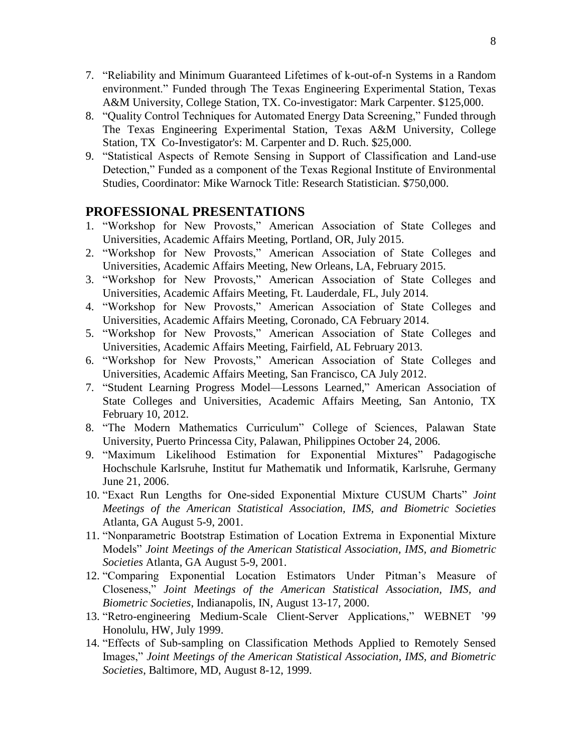7. "Reliability and Minimum Guaranteed Lifetimes of k-out-of-n Systems in a Random environment." Funded through The Texas Engineering Experimental Station, Texas A&M University, College Station, TX. Co-investigator: Mark Carpenter. $125,000.
8. "Quality Control Techniques for Automated Energy Data Screening," Funded through The Texas Engineering Experimental Station, Texas A&M University, College Station, TX Co-Investigator's: M. Carpenter and D. Ruch. $25,000.
9. "Statistical Aspects of Remote Sensing in Support of Classification and Land-use Detection," Funded as a component of the Texas Regional Institute of Environmental Studies, Coordinator: Mike Warnock Title: Research Statistician. $750,000.

## PROFESSIONAL PRESENTATIONS

1. "Workshop for New Provosts," American Association of State Colleges and Universities, Academic Affairs Meeting, Portland, OR, July 2015.
2. "Workshop for New Provosts," American Association of State Colleges and Universities, Academic Affairs Meeting, New Orleans, LA, February 2015.
3. "Workshop for New Provosts," American Association of State Colleges and Universities, Academic Affairs Meeting, Ft. Lauderdale, FL, July 2014.
4. "Workshop for New Provosts," American Association of State Colleges and Universities, Academic Affairs Meeting, Coronado, CA February 2014.
5. "Workshop for New Provosts," American Association of State Colleges and Universities, Academic Affairs Meeting, Fairfield, AL February 2013.
6. "Workshop for New Provosts," American Association of State Colleges and Universities, Academic Affairs Meeting, San Francisco, CA July 2012.
7. "Student Learning Progress Model—Lessons Learned," American Association of State Colleges and Universities, Academic Affairs Meeting, San Antonio, TX February 10, 2012.
8. "The Modern Mathematics Curriculum" College of Sciences, Palawan State University, Puerto Princessa City, Palawan, Philippines October 24, 2006.
9. "Maximum Likelihood Estimation for Exponential Mixtures" Padagogische Hochschule Karlsruhe, Institut fur Mathematik und Informatik, Karlsruhe, Germany June 21, 2006.
10. "Exact Run Lengths for One-sided Exponential Mixture CUSUM Charts" *Joint Meetings of the American Statistical Association, IMS, and Biometric Societies* Atlanta, GA August 5-9, 2001.
11. "Nonparametric Bootstrap Estimation of Location Extrema in Exponential Mixture Models" *Joint Meetings of the American Statistical Association, IMS, and Biometric Societies* Atlanta, GA August 5-9, 2001.
12. "Comparing Exponential Location Estimators Under Pitman's Measure of Closeness," *Joint Meetings of the American Statistical Association, IMS, and Biometric Societies*, Indianapolis, IN, August 13-17, 2000.
13. "Retro-engineering Medium-Scale Client-Server Applications," WEBNET '99 Honolulu, HW, July 1999.
14. "Effects of Sub-sampling on Classification Methods Applied to Remotely Sensed Images," *Joint Meetings of the American Statistical Association, IMS, and Biometric Societies*, Baltimore, MD, August 8-12, 1999.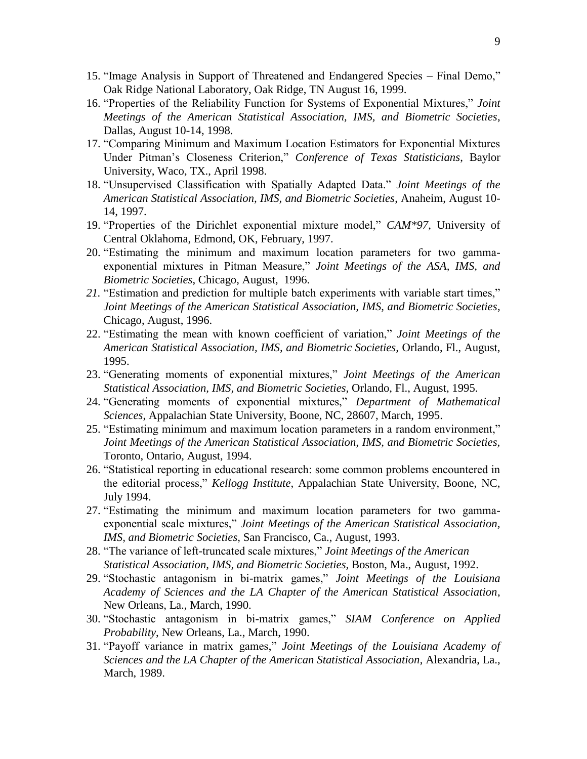15. "Image Analysis in Support of Threatened and Endangered Species – Final Demo," Oak Ridge National Laboratory, Oak Ridge, TN August 16, 1999.
16. "Properties of the Reliability Function for Systems of Exponential Mixtures," *Joint Meetings of the American Statistical Association, IMS, and Biometric Societies*, Dallas, August 10-14, 1998.
17. "Comparing Minimum and Maximum Location Estimators for Exponential Mixtures Under Pitman's Closeness Criterion," *Conference of Texas Statisticians*, Baylor University, Waco, TX., April 1998.
18. "Unsupervised Classification with Spatially Adapted Data." *Joint Meetings of the American Statistical Association, IMS, and Biometric Societies*, Anaheim, August 10-14, 1997.
19. "Properties of the Dirichlet exponential mixture model," *CAM*97*, University of Central Oklahoma, Edmond, OK, February, 1997.
20. "Estimating the minimum and maximum location parameters for two gamma-exponential mixtures in Pitman Measure," *Joint Meetings of the ASA, IMS, and Biometric Societies*, Chicago, August, 1996.
21. "Estimation and prediction for multiple batch experiments with variable start times," *Joint Meetings of the American Statistical Association, IMS, and Biometric Societies*, Chicago, August, 1996.
22. "Estimating the mean with known coefficient of variation," *Joint Meetings of the American Statistical Association, IMS, and Biometric Societies*, Orlando, Fl., August, 1995.
23. "Generating moments of exponential mixtures," *Joint Meetings of the American Statistical Association, IMS, and Biometric Societies,* Orlando, Fl., August, 1995.
24. "Generating moments of exponential mixtures," *Department of Mathematical Sciences*, Appalachian State University, Boone, NC, 28607, March, 1995.
25. "Estimating minimum and maximum location parameters in a random environment," *Joint Meetings of the American Statistical Association, IMS, and Biometric Societies*, Toronto, Ontario, August, 1994.
26. "Statistical reporting in educational research: some common problems encountered in the editorial process," *Kellogg Institute*, Appalachian State University, Boone, NC, July 1994.
27. "Estimating the minimum and maximum location parameters for two gamma-exponential scale mixtures," *Joint Meetings of the American Statistical Association, IMS, and Biometric Societies,* San Francisco, Ca., August, 1993.
28. "The variance of left-truncated scale mixtures," *Joint Meetings of the American Statistical Association, IMS, and Biometric Societies,* Boston, Ma., August, 1992.
29. "Stochastic antagonism in bi-matrix games," *Joint Meetings of the Louisiana Academy of Sciences and the LA Chapter of the American Statistical Association*, New Orleans, La., March, 1990.
30. "Stochastic antagonism in bi-matrix games," *SIAM Conference on Applied Probability*, New Orleans, La., March, 1990.
31. "Payoff variance in matrix games," *Joint Meetings of the Louisiana Academy of Sciences and the LA Chapter of the American Statistical Association*, Alexandria, La., March, 1989.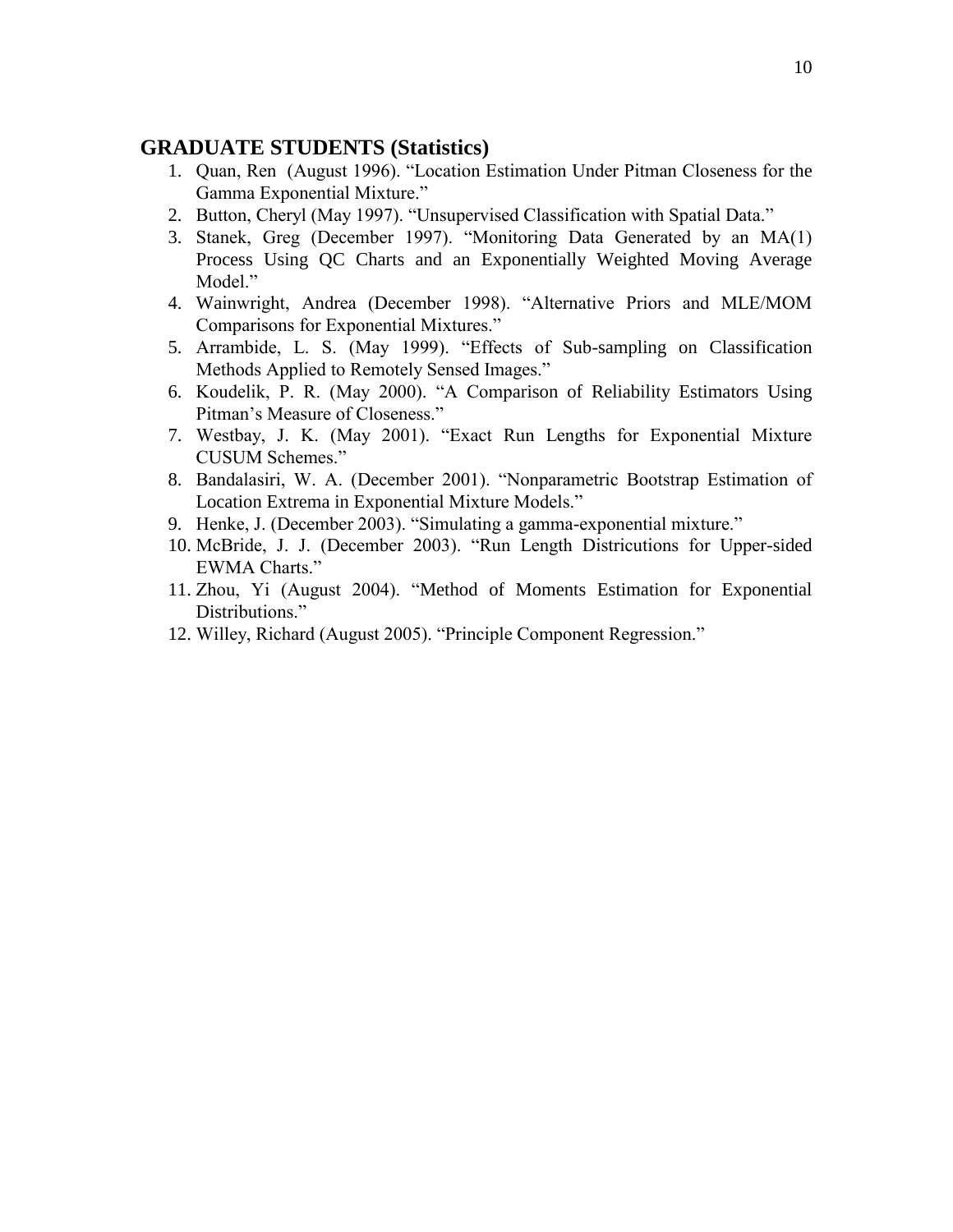## GRADUATE STUDENTS (Statistics)

1. Quan, Ren (August 1996). "Location Estimation Under Pitman Closeness for the Gamma Exponential Mixture."
2. Button, Cheryl (May 1997). "Unsupervised Classification with Spatial Data."
3. Stanek, Greg (December 1997). "Monitoring Data Generated by an MA(1) Process Using QC Charts and an Exponentially Weighted Moving Average Model."
4. Wainwright, Andrea (December 1998). "Alternative Priors and MLE/MOM Comparisons for Exponential Mixtures."
5. Arrambide, L. S. (May 1999). "Effects of Sub-sampling on Classification Methods Applied to Remotely Sensed Images."
6. Koudelik, P. R. (May 2000). "A Comparison of Reliability Estimators Using Pitman's Measure of Closeness."
7. Westbay, J. K. (May 2001). "Exact Run Lengths for Exponential Mixture CUSUM Schemes."
8. Bandalasiri, W. A. (December 2001). "Nonparametric Bootstrap Estimation of Location Extrema in Exponential Mixture Models."
9. Henke, J. (December 2003). "Simulating a gamma-exponential mixture."
10. McBride, J. J. (December 2003). "Run Length Districutions for Upper-sided EWMA Charts."
11. Zhou, Yi (August 2004). "Method of Moments Estimation for Exponential Distributions."
12. Willey, Richard (August 2005). "Principle Component Regression."